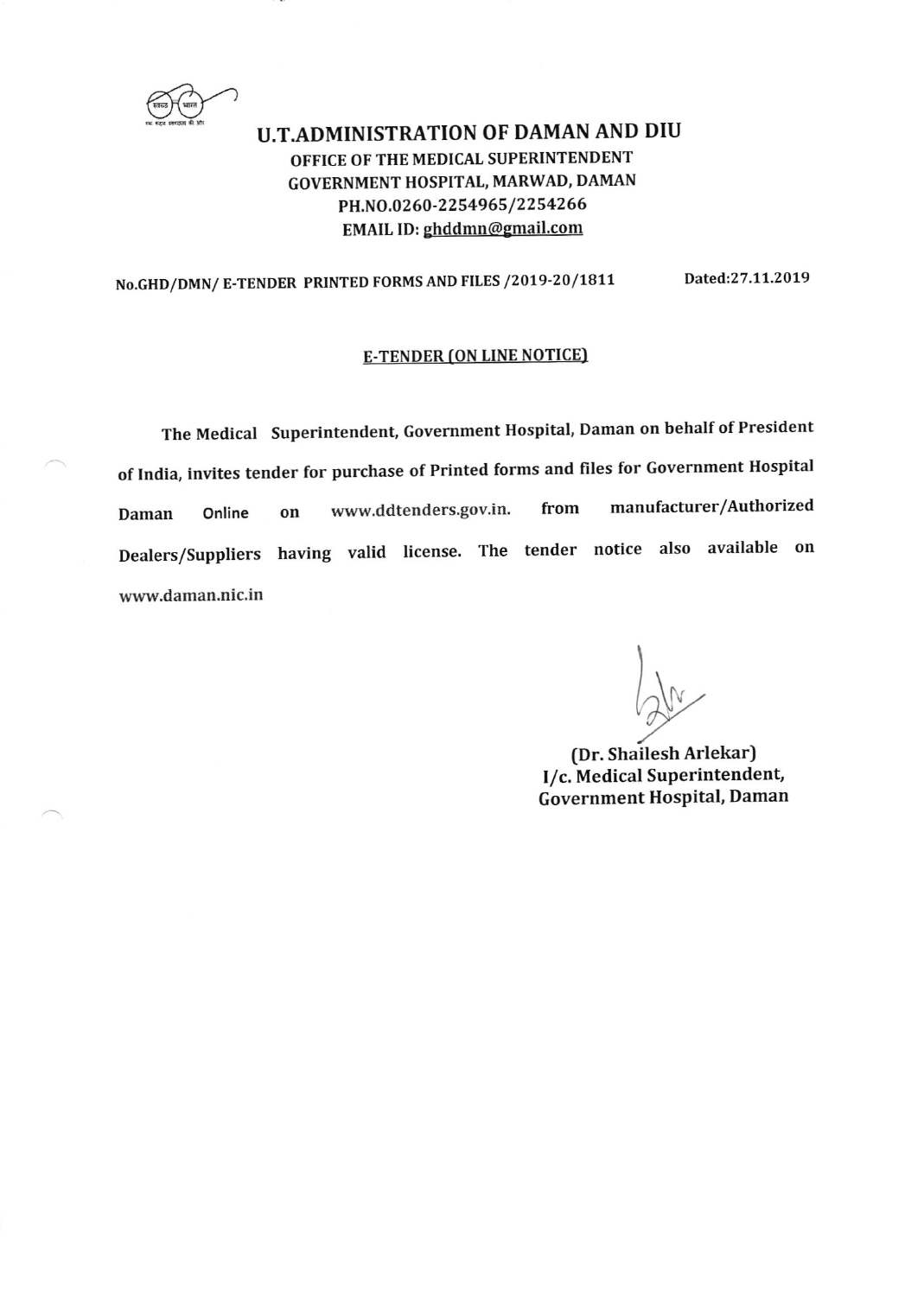# U.T.ADMINISTRATION OF DAMAN AND DIU

## OFFICE OF THE MEDICAL SUPERINTENDENT
## GOVERNMENT HOSPITAL, MARWAD, DAMAN
## PH.NO.0260-2254965/2254266
## EMAIL ID: ghddmn@gmail.com

No.GHD/DMN/ E-TENDER PRINTED FORMS AND FILES /2019-20/1811 Dated:27.11.2019

**E-TENDER (ON LINE NOTICE)**

The Medical Superintendent, Government Hospital, Daman on behalf of President of India, invites tender for purchase of Printed forms and files for Government Hospital Daman Online on www.ddtenders.gov.in. from manufacturer/Authorized Dealers/Suppliers having valid license. The tender notice also available on www.daman.nic.in

(Dr. Shailesh Arlekar)
I/c. Medical Superintendent,
Government Hospital, Daman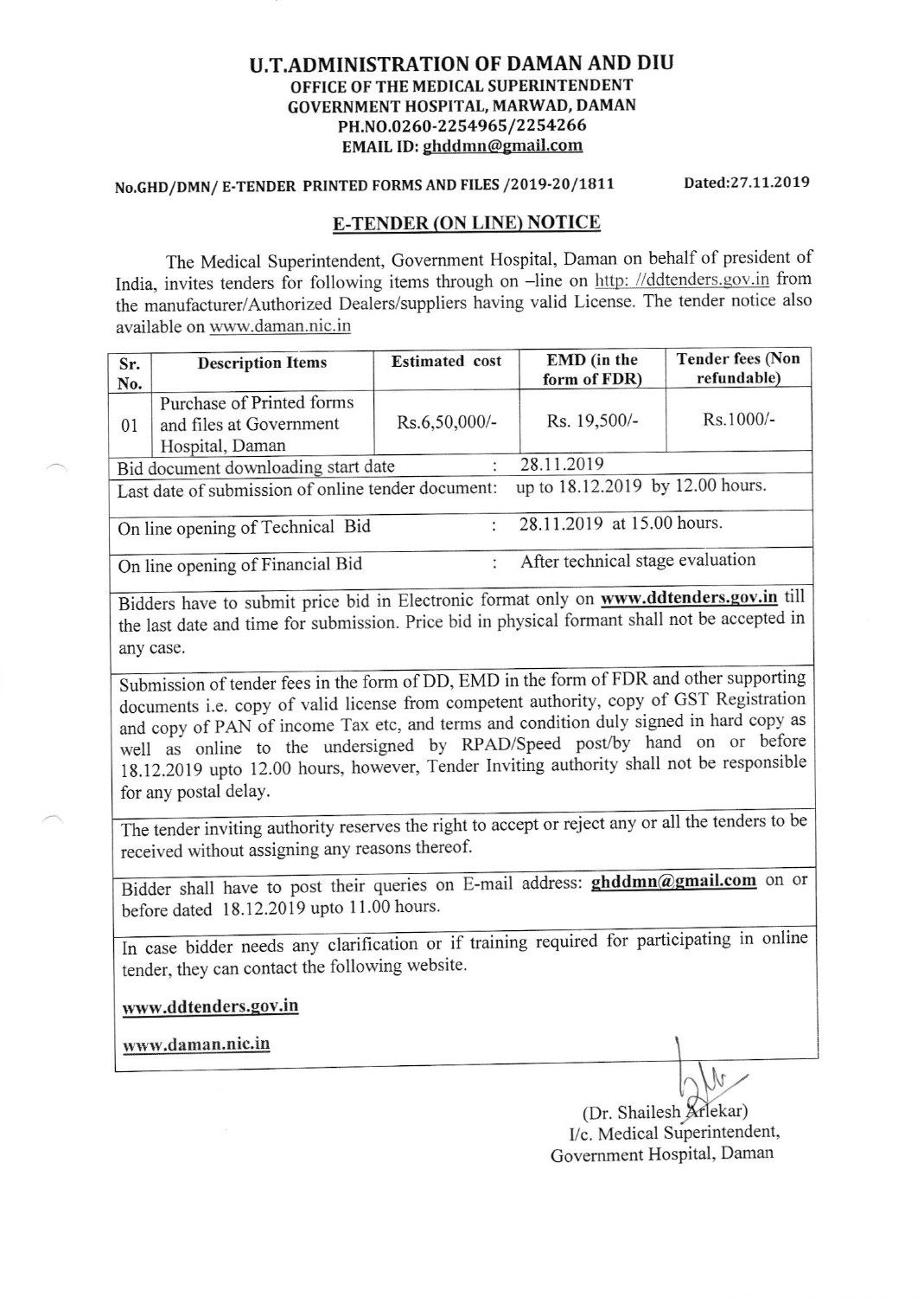# U.T.ADMINISTRATION OF DAMAN AND DIU

**OFFICE OF THE MEDICAL SUPERINTENDENT**
**GOVERNMENT HOSPITAL, MARWAD, DAMAN**
**PH.NO.0260-2254965/2254266**
**EMAIL ID: ghddmn@gmail.com**

**No.GHD/DMN/ E-TENDER PRINTED FORMS AND FILES /2019-20/1811** **Dated:27.11.2019**

## E-TENDER (ON LINE) NOTICE

The Medical Superintendent, Government Hospital, Daman on behalf of president of India, invites tenders for following items through on –line on http: //ddtenders.gov.in from the manufacturer/Authorized Dealers/suppliers having valid License. The tender notice also available on www.daman.nic.in

| Sr. No. | Description Items | Estimated cost | EMD (in the form of FDR) | Tender fees (Non refundable) |
|---|---|---|---|---|
| 01 | Purchase of Printed forms and files at Government Hospital, Daman | Rs.6,50,000/- | Rs. 19,500/- | Rs.1000/- |

| | |
|---|---|
| Bid document downloading start date : | 28.11.2019 |
| Last date of submission of online tender document: | up to 18.12.2019 by 12.00 hours. |
| On line opening of Technical Bid : | 28.11.2019 at 15.00 hours. |
| On line opening of Financial Bid : | After technical stage evaluation |

Bidders have to submit price bid in Electronic format only on **www.ddtenders.gov.in** till the last date and time for submission. Price bid in physical formant shall not be accepted in any case.

Submission of tender fees in the form of DD, EMD in the form of FDR and other supporting documents i.e. copy of valid license from competent authority, copy of GST Registration and copy of PAN of income Tax etc, and terms and condition duly signed in hard copy as well as online to the undersigned by RPAD/Speed post/by hand on or before 18.12.2019 upto 12.00 hours, however, Tender Inviting authority shall not be responsible for any postal delay.

The tender inviting authority reserves the right to accept or reject any or all the tenders to be received without assigning any reasons thereof.

Bidder shall have to post their queries on E-mail address: **ghddmn@gmail.com** on or before dated 18.12.2019 upto 11.00 hours.

In case bidder needs any clarification or if training required for participating in online tender, they can contact the following website.

**www.ddtenders.gov.in**

**www.daman.nic.in**

(Dr. Shailesh Arlekar)
I/c. Medical Superintendent,
Government Hospital, Daman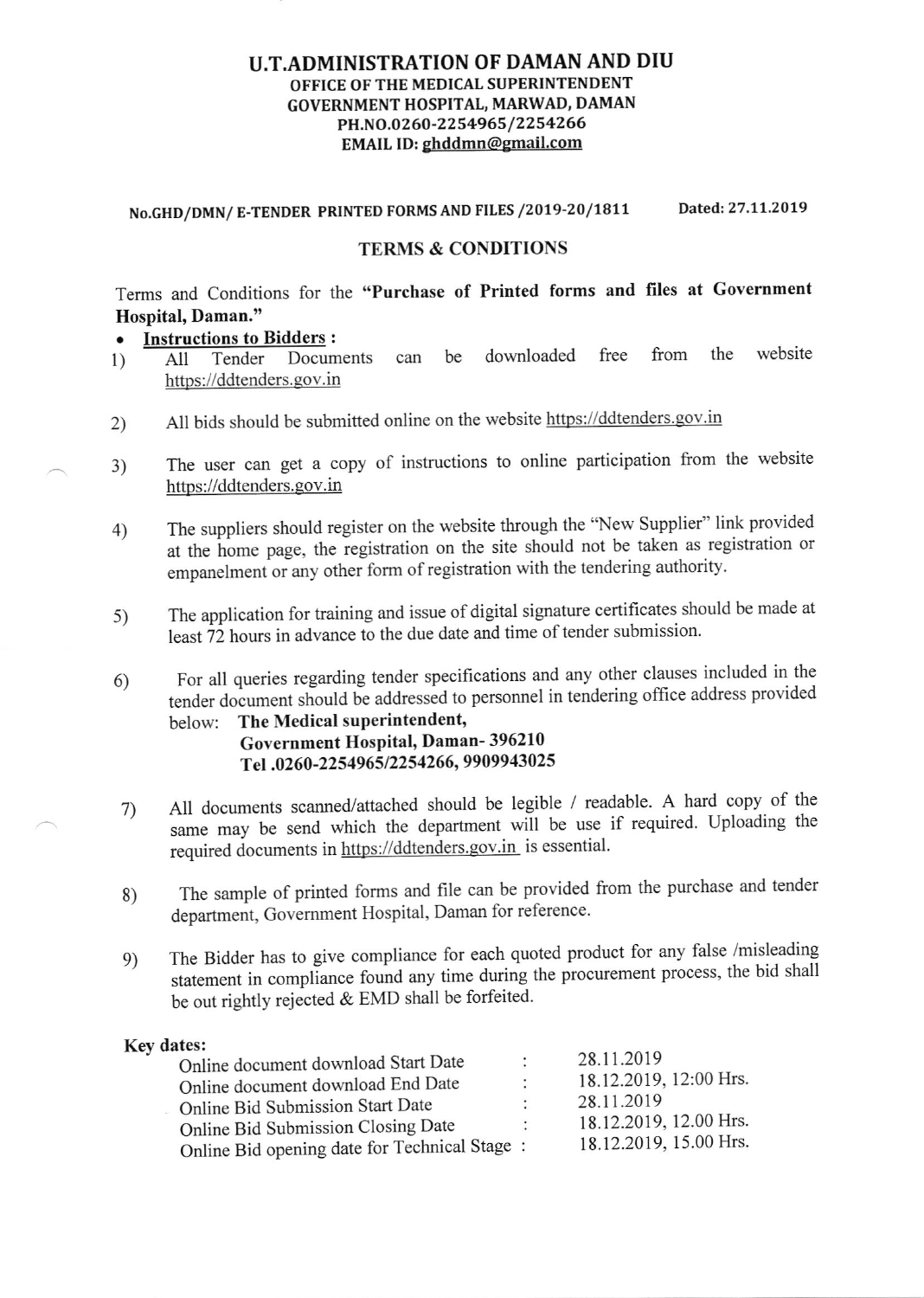# U.T.ADMINISTRATION OF DAMAN AND DIU

**OFFICE OF THE MEDICAL SUPERINTENDENT**
**GOVERNMENT HOSPITAL, MARWAD, DAMAN**
**PH.NO.0260-2254965/2254266**
**EMAIL ID: ghddmn@gmail.com**

**No.GHD/DMN/ E-TENDER PRINTED FORMS AND FILES /2019-20/1811** **Dated: 27.11.2019**

## TERMS & CONDITIONS

Terms and Conditions for the **"Purchase of Printed forms and files at Government Hospital, Daman."**

- **Instructions to Bidders :**

1) All Tender Documents can be downloaded free from the website https://ddtenders.gov.in

2) All bids should be submitted online on the website https://ddtenders.gov.in

3) The user can get a copy of instructions to online participation from the website https://ddtenders.gov.in

4) The suppliers should register on the website through the "New Supplier" link provided at the home page, the registration on the site should not be taken as registration or empanelment or any other form of registration with the tendering authority.

5) The application for training and issue of digital signature certificates should be made at least 72 hours in advance to the due date and time of tender submission.

6) For all queries regarding tender specifications and any other clauses included in the tender document should be addressed to personnel in tendering office address provided below: **The Medical superintendent,**
**Government Hospital, Daman- 396210**
**Tel .0260-2254965/2254266, 9909943025**

7) All documents scanned/attached should be legible / readable. A hard copy of the same may be send which the department will be use if required. Uploading the required documents in https://ddtenders.gov.in is essential.

8) The sample of printed forms and file can be provided from the purchase and tender department, Government Hospital, Daman for reference.

9) The Bidder has to give compliance for each quoted product for any false /misleading statement in compliance found any time during the procurement process, the bid shall be out rightly rejected & EMD shall be forfeited.

**Key dates:**

| | | |
|---|---|---|
| Online document download Start Date | : | 28.11.2019 |
| Online document download End Date | : | 18.12.2019, 12:00 Hrs. |
| Online Bid Submission Start Date | : | 28.11.2019 |
| Online Bid Submission Closing Date | : | 18.12.2019, 12.00 Hrs. |
| Online Bid opening date for Technical Stage | : | 18.12.2019, 15.00 Hrs. |